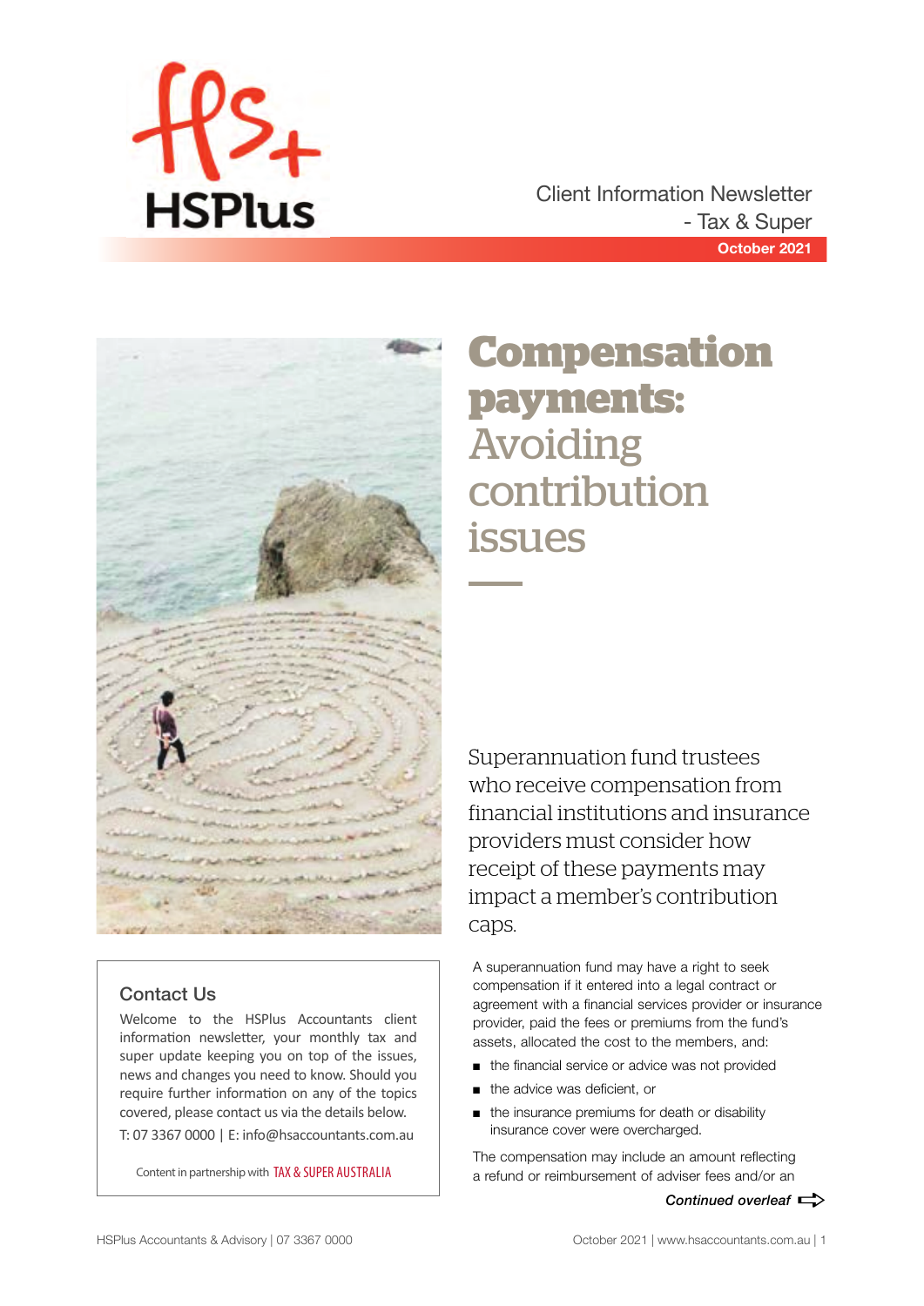HSPlus

Client Information Newsletter
- Tax & Super

**October 2021**

# Compensation payments: Avoiding contribution issues

Superannuation fund trustees who receive compensation from financial institutions and insurance providers must consider how receipt of these payments may impact a member's contribution caps.

A superannuation fund may have a right to seek compensation if it entered into a legal contract or agreement with a financial services provider or insurance provider, paid the fees or premiums from the fund's assets, allocated the cost to the members, and:

- the financial service or advice was not provided
- the advice was deficient, or
- the insurance premiums for death or disability insurance cover were overcharged.

The compensation may include an amount reflecting a refund or reimbursement of adviser fees and/or an

*Continued overleaf*

## Contact Us

Welcome to the HSPlus Accountants client information newsletter, your monthly tax and super update keeping you on top of the issues, news and changes you need to know. Should you require further information on any of the topics covered, please contact us via the details below.

T: 07 3367 0000 | E: info@hsaccountants.com.au

Content in partnership with TAX & SUPER AUSTRALIA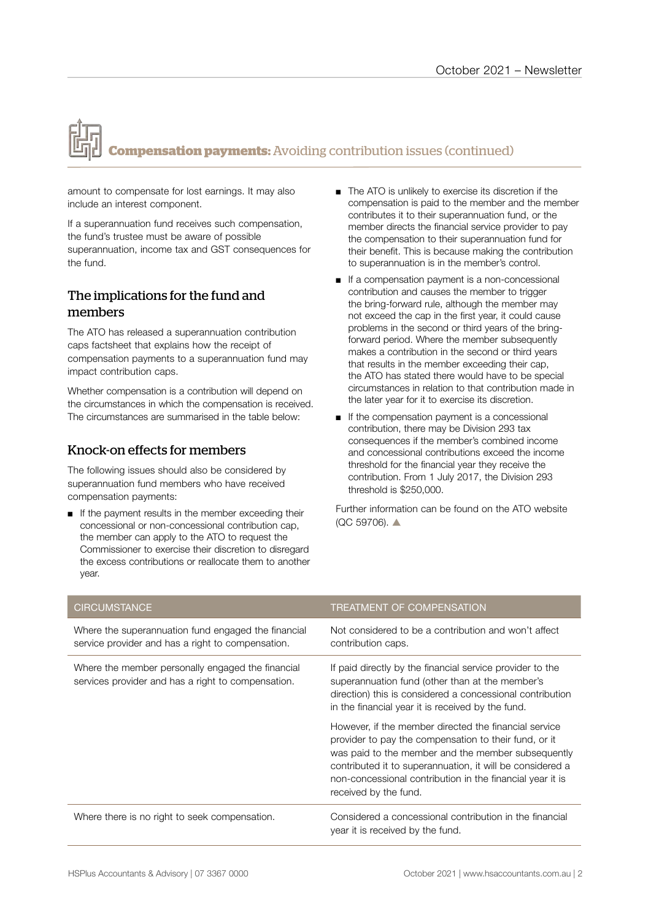## **Compensation payments:** Avoiding contribution issues (continued)

amount to compensate for lost earnings. It may also include an interest component.

If a superannuation fund receives such compensation, the fund's trustee must be aware of possible superannuation, income tax and GST consequences for the fund.

### The implications for the fund and members

The ATO has released a superannuation contribution caps factsheet that explains how the receipt of compensation payments to a superannuation fund may impact contribution caps.

Whether compensation is a contribution will depend on the circumstances in which the compensation is received. The circumstances are summarised in the table below:

### Knock-on effects for members

The following issues should also be considered by superannuation fund members who have received compensation payments:

- If the payment results in the member exceeding their concessional or non-concessional contribution cap, the member can apply to the ATO to request the Commissioner to exercise their discretion to disregard the excess contributions or reallocate them to another year.
- The ATO is unlikely to exercise its discretion if the compensation is paid to the member and the member contributes it to their superannuation fund, or the member directs the financial service provider to pay the compensation to their superannuation fund for their benefit. This is because making the contribution to superannuation is in the member's control.
- If a compensation payment is a non-concessional contribution and causes the member to trigger the bring-forward rule, although the member may not exceed the cap in the first year, it could cause problems in the second or third years of the bring-forward period. Where the member subsequently makes a contribution in the second or third years that results in the member exceeding their cap, the ATO has stated there would have to be special circumstances in relation to that contribution made in the later year for it to exercise its discretion.
- If the compensation payment is a concessional contribution, there may be Division 293 tax consequences if the member's combined income and concessional contributions exceed the income threshold for the financial year they receive the contribution. From 1 July 2017, the Division 293 threshold is $250,000.

Further information can be found on the ATO website (QC 59706). ▲

| CIRCUMSTANCE | TREATMENT OF COMPENSATION |
|---|---|
| Where the superannuation fund engaged the financial service provider and has a right to compensation. | Not considered to be a contribution and won't affect contribution caps. |
| Where the member personally engaged the financial services provider and has a right to compensation. | If paid directly by the financial service provider to the superannuation fund (other than at the member's direction) this is considered a concessional contribution in the financial year it is received by the fund.<br><br>However, if the member directed the financial service provider to pay the compensation to their fund, or it was paid to the member and the member subsequently contributed it to superannuation, it will be considered a non-concessional contribution in the financial year it is received by the fund. |
| Where there is no right to seek compensation. | Considered a concessional contribution in the financial year it is received by the fund. |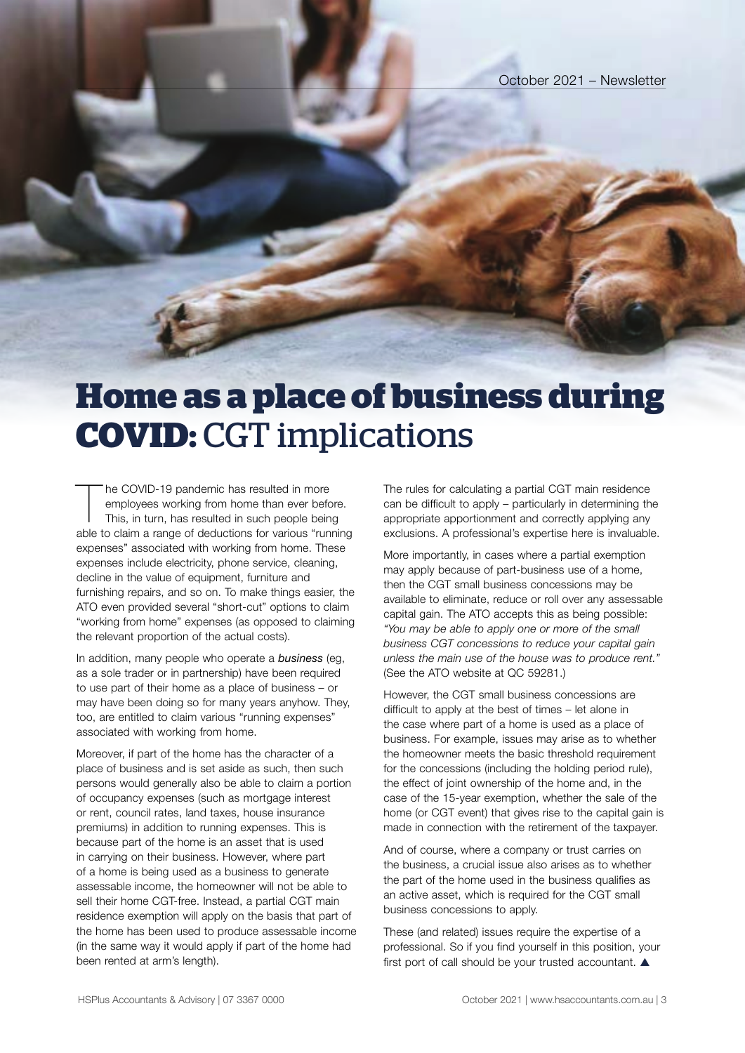# **Home as a place of business during COVID:** CGT implications

The COVID-19 pandemic has resulted in more employees working from home than ever before. This, in turn, has resulted in such people being able to claim a range of deductions for various "running expenses" associated with working from home. These expenses include electricity, phone service, cleaning, decline in the value of equipment, furniture and furnishing repairs, and so on. To make things easier, the ATO even provided several "short-cut" options to claim "working from home" expenses (as opposed to claiming the relevant proportion of the actual costs).

In addition, many people who operate a ***business*** (eg, as a sole trader or in partnership) have been required to use part of their home as a place of business – or may have been doing so for many years anyhow. They, too, are entitled to claim various "running expenses" associated with working from home.

Moreover, if part of the home has the character of a place of business and is set aside as such, then such persons would generally also be able to claim a portion of occupancy expenses (such as mortgage interest or rent, council rates, land taxes, house insurance premiums) in addition to running expenses. This is because part of the home is an asset that is used in carrying on their business. However, where part of a home is being used as a business to generate assessable income, the homeowner will not be able to sell their home CGT-free. Instead, a partial CGT main residence exemption will apply on the basis that part of the home has been used to produce assessable income (in the same way it would apply if part of the home had been rented at arm's length).

The rules for calculating a partial CGT main residence can be difficult to apply – particularly in determining the appropriate apportionment and correctly applying any exclusions. A professional's expertise here is invaluable.

More importantly, in cases where a partial exemption may apply because of part-business use of a home, then the CGT small business concessions may be available to eliminate, reduce or roll over any assessable capital gain. The ATO accepts this as being possible: *"You may be able to apply one or more of the small business CGT concessions to reduce your capital gain unless the main use of the house was to produce rent."* (See the ATO website at QC 59281.)

However, the CGT small business concessions are difficult to apply at the best of times – let alone in the case where part of a home is used as a place of business. For example, issues may arise as to whether the homeowner meets the basic threshold requirement for the concessions (including the holding period rule), the effect of joint ownership of the home and, in the case of the 15-year exemption, whether the sale of the home (or CGT event) that gives rise to the capital gain is made in connection with the retirement of the taxpayer.

And of course, where a company or trust carries on the business, a crucial issue also arises as to whether the part of the home used in the business qualifies as an active asset, which is required for the CGT small business concessions to apply.

These (and related) issues require the expertise of a professional. So if you find yourself in this position, your first port of call should be your trusted accountant. ▲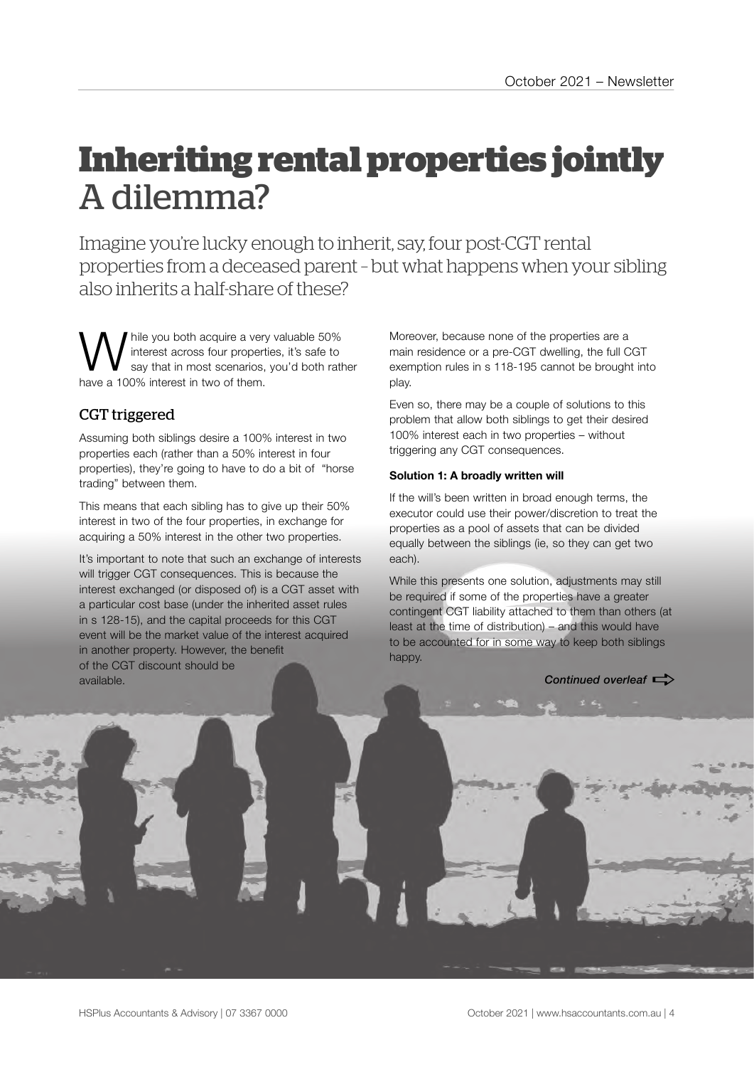# **Inheriting rental properties jointly** A dilemma?

Imagine you're lucky enough to inherit, say, four post-CGT rental properties from a deceased parent – but what happens when your sibling also inherits a half-share of these?

While you both acquire a very valuable 50% interest across four properties, it's safe to say that in most scenarios, you'd both rather have a 100% interest in two of them.

## CGT triggered

Assuming both siblings desire a 100% interest in two properties each (rather than a 50% interest in four properties), they're going to have to do a bit of "horse trading" between them.

This means that each sibling has to give up their 50% interest in two of the four properties, in exchange for acquiring a 50% interest in the other two properties.

It's important to note that such an exchange of interests will trigger CGT consequences. This is because the interest exchanged (or disposed of) is a CGT asset with a particular cost base (under the inherited asset rules in s 128-15), and the capital proceeds for this CGT event will be the market value of the interest acquired in another property. However, the benefit of the CGT discount should be available.

Moreover, because none of the properties are a main residence or a pre-CGT dwelling, the full CGT exemption rules in s 118-195 cannot be brought into play.

Even so, there may be a couple of solutions to this problem that allow both siblings to get their desired 100% interest each in two properties – without triggering any CGT consequences.

**Solution 1: A broadly written will**

If the will's been written in broad enough terms, the executor could use their power/discretion to treat the properties as a pool of assets that can be divided equally between the siblings (ie, so they can get two each).

While this presents one solution, adjustments may still be required if some of the properties have a greater contingent CGT liability attached to them than others (at least at the time of distribution) – and this would have to be accounted for in some way to keep both siblings happy.

*Continued overleaf*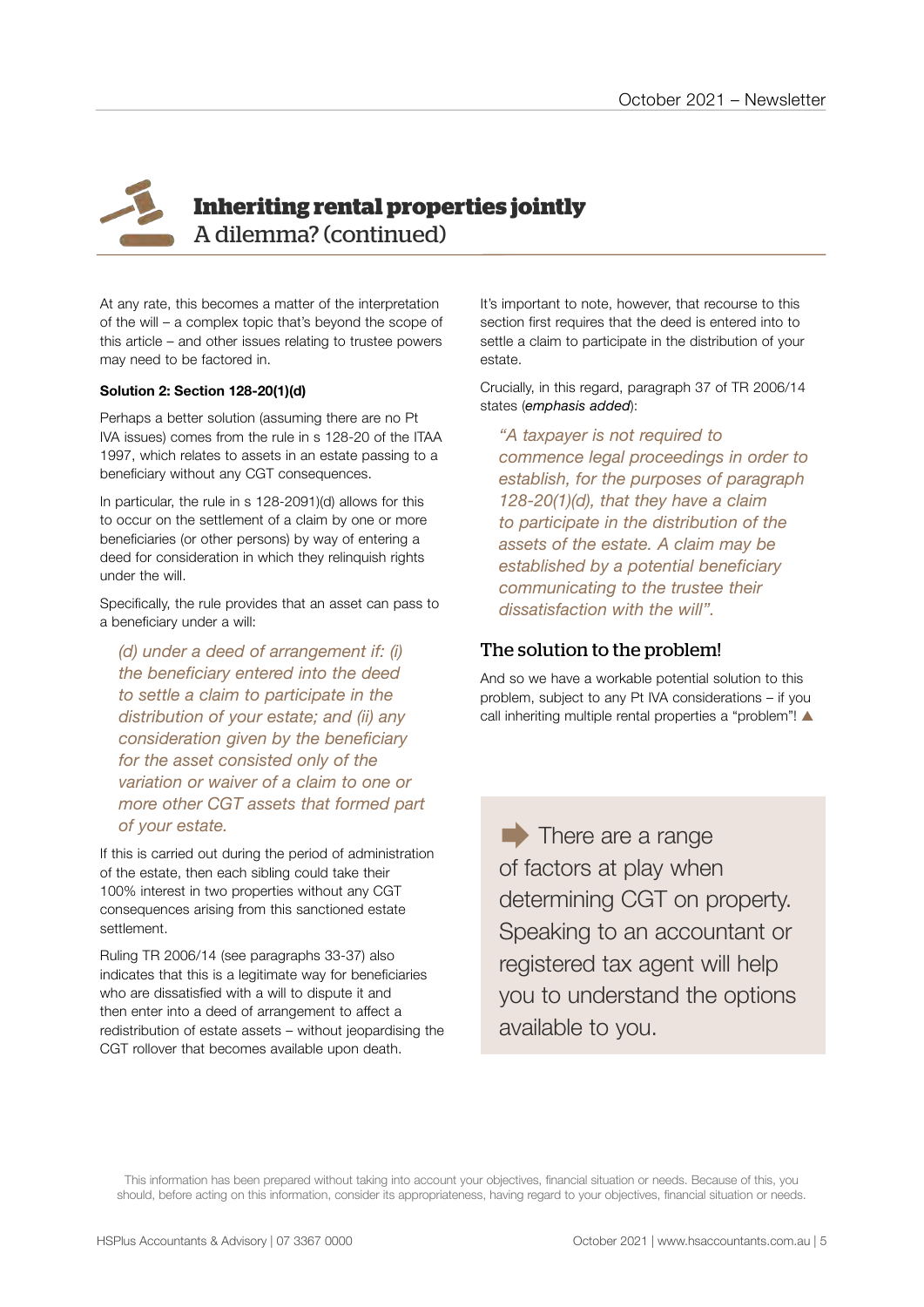## Inheriting rental properties jointly

A dilemma? (continued)

At any rate, this becomes a matter of the interpretation of the will – a complex topic that's beyond the scope of this article – and other issues relating to trustee powers may need to be factored in.

**Solution 2: Section 128-20(1)(d)**

Perhaps a better solution (assuming there are no Pt IVA issues) comes from the rule in s 128-20 of the ITAA 1997, which relates to assets in an estate passing to a beneficiary without any CGT consequences.

In particular, the rule in s 128-2091)(d) allows for this to occur on the settlement of a claim by one or more beneficiaries (or other persons) by way of entering a deed for consideration in which they relinquish rights under the will.

Specifically, the rule provides that an asset can pass to a beneficiary under a will:

> *(d) under a deed of arrangement if: (i) the beneficiary entered into the deed to settle a claim to participate in the distribution of your estate; and (ii) any consideration given by the beneficiary for the asset consisted only of the variation or waiver of a claim to one or more other CGT assets that formed part of your estate.*

If this is carried out during the period of administration of the estate, then each sibling could take their 100% interest in two properties without any CGT consequences arising from this sanctioned estate settlement.

Ruling TR 2006/14 (see paragraphs 33-37) also indicates that this is a legitimate way for beneficiaries who are dissatisfied with a will to dispute it and then enter into a deed of arrangement to affect a redistribution of estate assets – without jeopardising the CGT rollover that becomes available upon death.

It's important to note, however, that recourse to this section first requires that the deed is entered into to settle a claim to participate in the distribution of your estate.

Crucially, in this regard, paragraph 37 of TR 2006/14 states (*emphasis added*):

> *"A taxpayer is not required to commence legal proceedings in order to establish, for the purposes of paragraph 128-20(1)(d), that they have a claim to participate in the distribution of the assets of the estate. A claim may be established by a potential beneficiary communicating to the trustee their dissatisfaction with the will".*

### The solution to the problem!

And so we have a workable potential solution to this problem, subject to any Pt IVA considerations – if you call inheriting multiple rental properties a "problem"! ▲

> There are a range of factors at play when determining CGT on property. Speaking to an accountant or registered tax agent will help you to understand the options available to you.

This information has been prepared without taking into account your objectives, financial situation or needs. Because of this, you should, before acting on this information, consider its appropriateness, having regard to your objectives, financial situation or needs.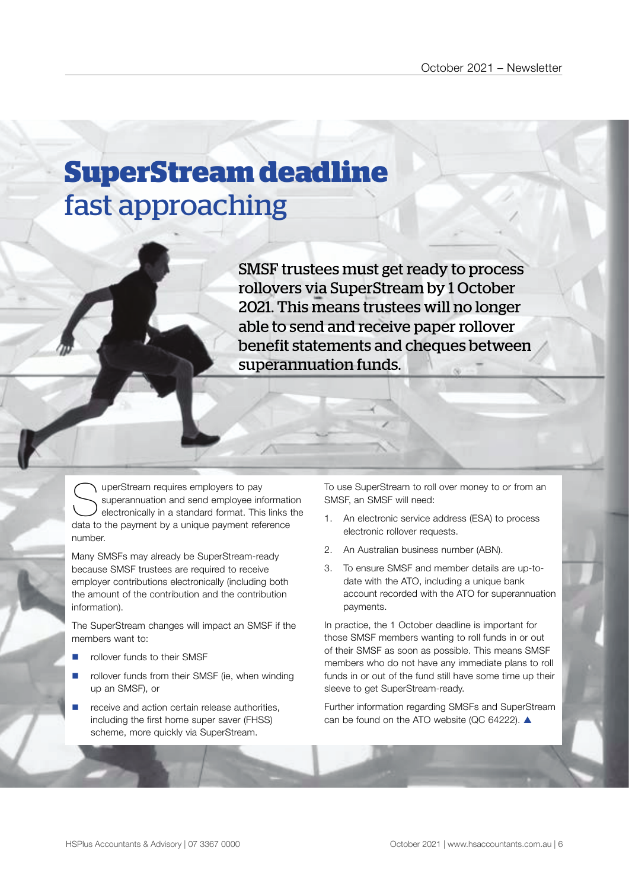# SuperStream deadline fast approaching

**SMSF trustees must get ready to process rollovers via SuperStream by 1 October 2021. This means trustees will no longer able to send and receive paper rollover benefit statements and cheques between superannuation funds.**

SuperStream requires employers to pay superannuation and send employee information electronically in a standard format. This links the data to the payment by a unique payment reference number.

Many SMSFs may already be SuperStream-ready because SMSF trustees are required to receive employer contributions electronically (including both the amount of the contribution and the contribution information).

The SuperStream changes will impact an SMSF if the members want to:

- rollover funds to their SMSF
- rollover funds from their SMSF (ie, when winding up an SMSF), or
- receive and action certain release authorities, including the first home super saver (FHSS) scheme, more quickly via SuperStream.

To use SuperStream to roll over money to or from an SMSF, an SMSF will need:

1. An electronic service address (ESA) to process electronic rollover requests.
2. An Australian business number (ABN).
3. To ensure SMSF and member details are up-to-date with the ATO, including a unique bank account recorded with the ATO for superannuation payments.

In practice, the 1 October deadline is important for those SMSF members wanting to roll funds in or out of their SMSF as soon as possible. This means SMSF members who do not have any immediate plans to roll funds in or out of the fund still have some time up their sleeve to get SuperStream-ready.

Further information regarding SMSFs and SuperStream can be found on the ATO website (QC 64222). ▲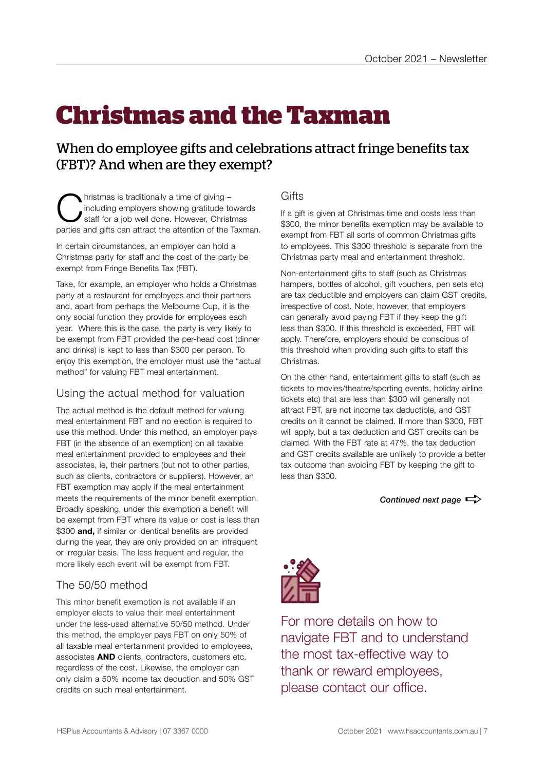# Christmas and the Taxman

## When do employee gifts and celebrations attract fringe benefits tax (FBT)? And when are they exempt?

Christmas is traditionally a time of giving – including employers showing gratitude towards staff for a job well done. However, Christmas parties and gifts can attract the attention of the Taxman.

In certain circumstances, an employer can hold a Christmas party for staff and the cost of the party be exempt from Fringe Benefits Tax (FBT).

Take, for example, an employer who holds a Christmas party at a restaurant for employees and their partners and, apart from perhaps the Melbourne Cup, it is the only social function they provide for employees each year. Where this is the case, the party is very likely to be exempt from FBT provided the per-head cost (dinner and drinks) is kept to less than $300 per person. To enjoy this exemption, the employer must use the "actual method" for valuing FBT meal entertainment.

### Using the actual method for valuation

The actual method is the default method for valuing meal entertainment FBT and no election is required to use this method. Under this method, an employer pays FBT (in the absence of an exemption) on all taxable meal entertainment provided to employees and their associates, ie, their partners (but not to other parties, such as clients, contractors or suppliers). However, an FBT exemption may apply if the meal entertainment meets the requirements of the minor benefit exemption. Broadly speaking, under this exemption a benefit will be exempt from FBT where its value or cost is less than $300 **and,** if similar or identical benefits are provided during the year, they are only provided on an infrequent or irregular basis. The less frequent and regular, the more likely each event will be exempt from FBT.

### The 50/50 method

This minor benefit exemption is not available if an employer elects to value their meal entertainment under the less-used alternative 50/50 method. Under this method, the employer pays FBT on only 50% of all taxable meal entertainment provided to employees, associates **AND** clients, contractors, customers etc. regardless of the cost. Likewise, the employer can only claim a 50% income tax deduction and 50% GST credits on such meal entertainment.

### Gifts

If a gift is given at Christmas time and costs less than $300, the minor benefits exemption may be available to exempt from FBT all sorts of common Christmas gifts to employees. This $300 threshold is separate from the Christmas party meal and entertainment threshold.

Non-entertainment gifts to staff (such as Christmas hampers, bottles of alcohol, gift vouchers, pen sets etc) are tax deductible and employers can claim GST credits, irrespective of cost. Note, however, that employers can generally avoid paying FBT if they keep the gift less than $300. If this threshold is exceeded, FBT will apply. Therefore, employers should be conscious of this threshold when providing such gifts to staff this Christmas.

On the other hand, entertainment gifts to staff (such as tickets to movies/theatre/sporting events, holiday airline tickets etc) that are less than $300 will generally not attract FBT, are not income tax deductible, and GST credits on it cannot be claimed. If more than $300, FBT will apply, but a tax deduction and GST credits can be claimed. With the FBT rate at 47%, the tax deduction and GST credits available are unlikely to provide a better tax outcome than avoiding FBT by keeping the gift to less than $300.

*Continued next page*

For more details on how to navigate FBT and to understand the most tax-effective way to thank or reward employees, please contact our office.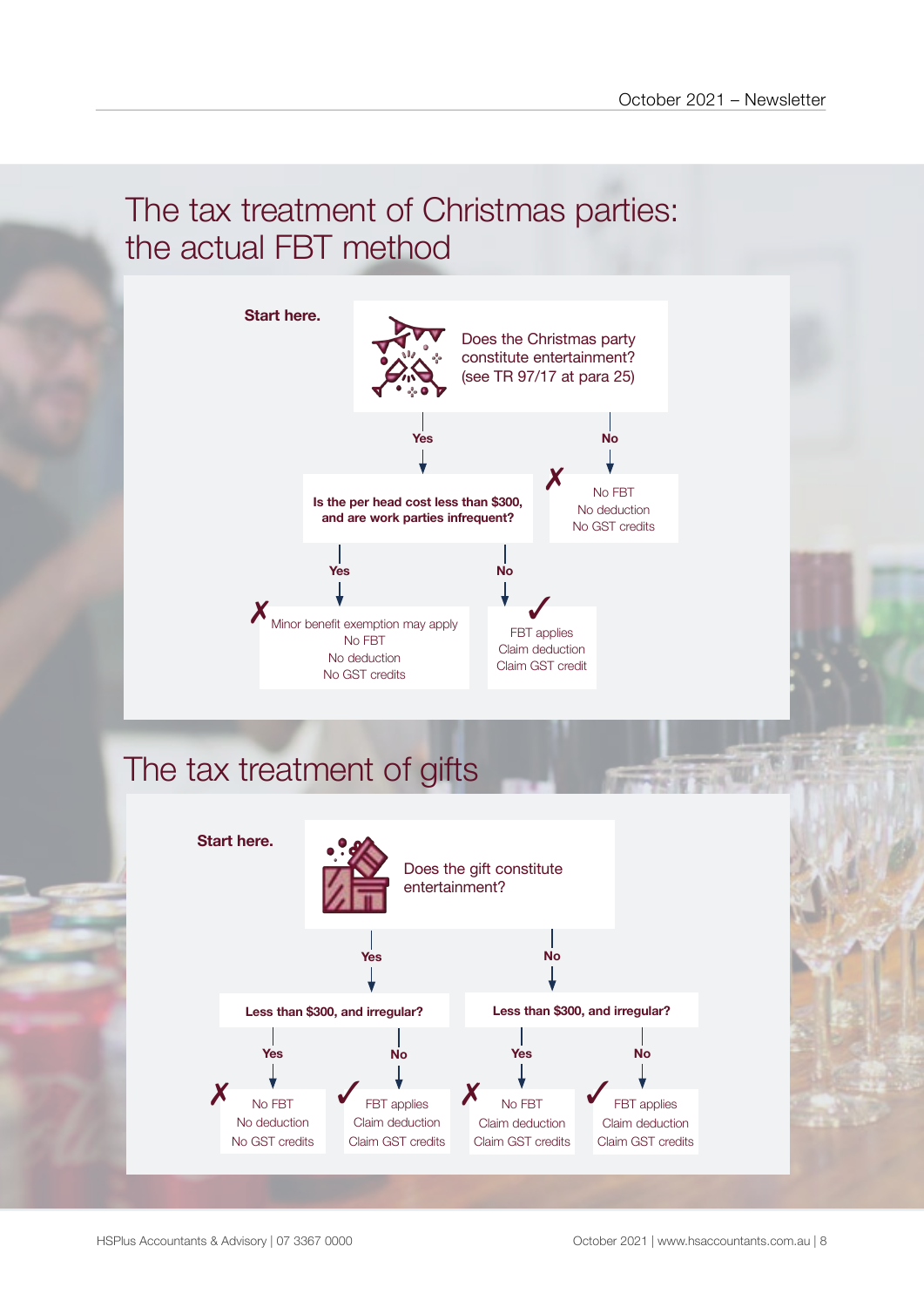# The tax treatment of Christmas parties: the actual FBT method

**Start here.**

Does the Christmas party constitute entertainment? (see TR 97/17 at para 25)

**Yes**

**Is the per head cost less than $300, and are work parties infrequent?**

**Yes**

✗ Minor benefit exemption may apply
No FBT
No deduction
No GST credits

**No**

✓ FBT applies
Claim deduction
Claim GST credit

**No**

✗ No FBT
No deduction
No GST credits

# The tax treatment of gifts

**Start here.**

Does the gift constitute entertainment?

**Yes**

**Less than $300, and irregular?**

**Yes**

✗ No FBT
No deduction
No GST credits

**No**

✓ FBT applies
Claim deduction
Claim GST credits

**No**

**Less than $300, and irregular?**

**Yes**

✗ No FBT
Claim deduction
Claim GST credits

**No**

✓ FBT applies
Claim deduction
Claim GST credits